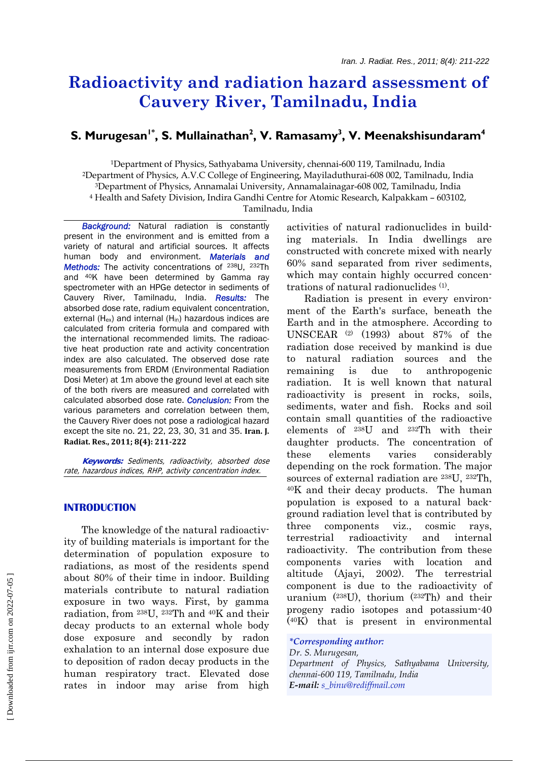# Radioactivity and radiation hazard assessment of Cauvery River, Tamilnadu, India

## S. Murugesan[1*], S. Mullainathan[2], V. Ramasamy[3], V. Meenakshisundaram[4]

[1]Department of Physics, Sathyabama University, chennai-600 119, Tamilnadu, India
[2]Department of Physics, A.V.C College of Engineering, Mayiladuthurai-608 002, Tamilnadu, India
[3]Department of Physics, Annamalai University, Annamalainagar-608 002, Tamilnadu, India
[4] Health and Safety Division, Indira Gandhi Centre for Atomic Research, Kalpakkam – 603102, Tamilnadu, India

***Background:*** Natural radiation is constantly present in the environment and is emitted from a variety of natural and artificial sources. It affects human body and environment. ***Materials and Methods:*** The activity concentrations of $^{238}$U, $^{232}$Th and $^{40}$K have been determined by Gamma ray spectrometer with an HPGe detector in sediments of Cauvery River, Tamilnadu, India. ***Results:*** The absorbed dose rate, radium equivalent concentration, external ($H_{ex}$) and internal ($H_{in}$) hazardous indices are calculated from criteria formula and compared with the international recommended limits. The radioactive heat production rate and activity concentration index are also calculated. The observed dose rate measurements from ERDM (Environmental Radiation Dosi Meter) at 1m above the ground level at each site of the both rivers are measured and correlated with calculated absorbed dose rate. ***Conclusion:*** From the various parameters and correlation between them, the Cauvery River does not pose a radiological hazard except the site no. 21, 22, 23, 30, 31 and 35. **Iran. J. Radiat. Res., 2011; 8(4): 211-222**

***Keywords:*** *Sediments, radioactivity, absorbed dose rate, hazardous indices, RHP, activity concentration index.*

## INTRODUCTION

The knowledge of the natural radioactivity of building materials is important for the determination of population exposure to radiations, as most of the residents spend about 80% of their time in indoor. Building materials contribute to natural radiation exposure in two ways. First, by gamma radiation, from $^{238}$U, $^{232}$Th and $^{40}$K and their decay products to an external whole body dose exposure and secondly by radon exhalation to an internal dose exposure due to deposition of radon decay products in the human respiratory tract. Elevated dose rates in indoor may arise from high activities of natural radionuclides in building materials. In India dwellings are constructed with concrete mixed with nearly 60% sand separated from river sediments, which may contain highly occurred concentrations of natural radionuclides [1].

Radiation is present in every environment of the Earth's surface, beneath the Earth and in the atmosphere. According to UNSCEAR [2] (1993) about 87% of the radiation dose received by mankind is due to natural radiation sources and the remaining is due to anthropogenic radiation. It is well known that natural radioactivity is present in rocks, soils, sediments, water and fish. Rocks and soil contain small quantities of the radioactive elements of $^{238}$U and $^{232}$Th with their daughter products. The concentration of these elements varies considerably depending on the rock formation. The major sources of external radiation are $^{238}$U, $^{232}$Th, $^{40}$K and their decay products. The human population is exposed to a natural background radiation level that is contributed by three components viz., cosmic rays, terrestrial radioactivity and internal radioactivity. The contribution from these components varies with location and altitude (Ajayi, 2002). The terrestrial component is due to the radioactivity of uranium ($^{238}$U), thorium ($^{232}$Th) and their progeny radio isotopes and potassium-40 ($^{40}$K) that is present in environmental

*\*Corresponding author:*
*Dr. S. Murugesan,*
*Department of Physics, Sathyabama University, chennai-600 119, Tamilnadu, India*
***E-mail:*** *s_binu@rediffmail.com*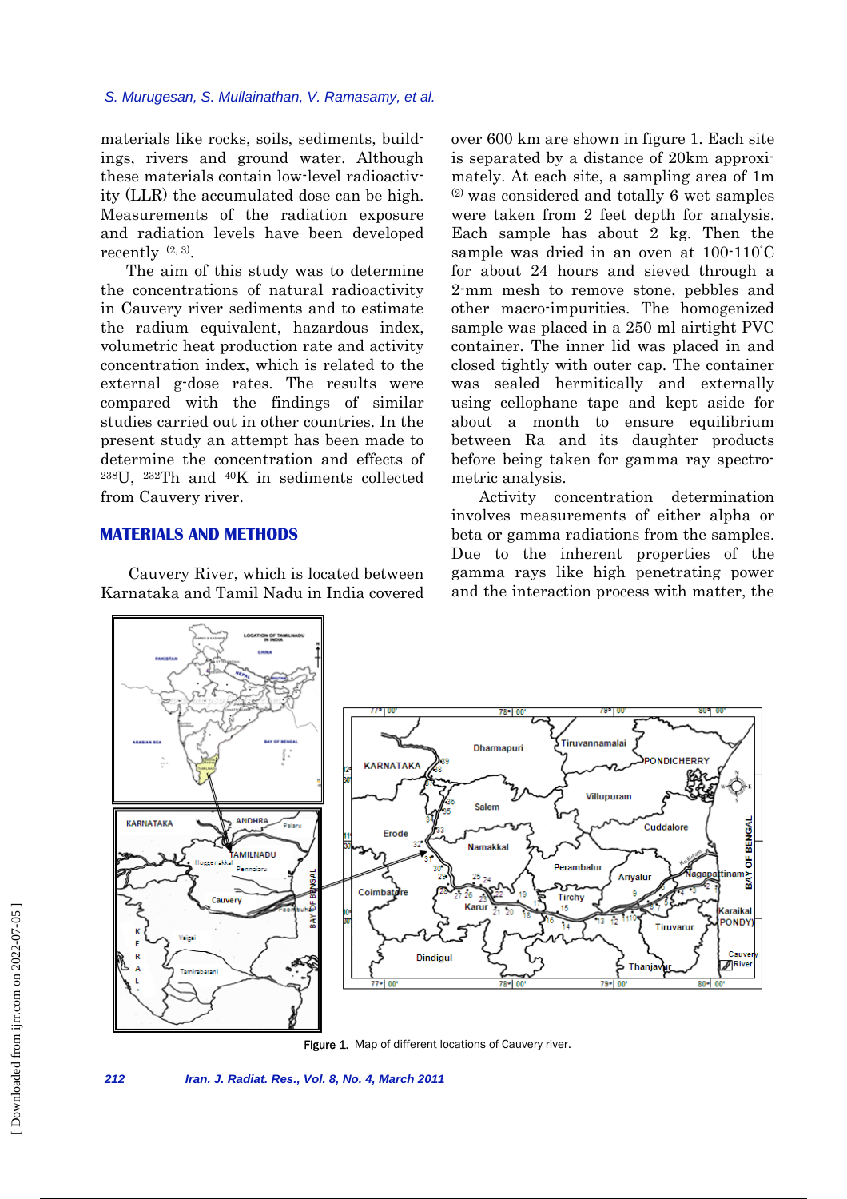materials like rocks, soils, sediments, buildings, rivers and ground water. Although these materials contain low-level radioactivity (LLR) the accumulated dose can be high. Measurements of the radiation exposure and radiation levels have been developed recently [2, 3].

The aim of this study was to determine the concentrations of natural radioactivity in Cauvery river sediments and to estimate the radium equivalent, hazardous index, volumetric heat production rate and activity concentration index, which is related to the external g-dose rates. The results were compared with the findings of similar studies carried out in other countries. In the present study an attempt has been made to determine the concentration and effects of $^{238}$U, $^{232}$Th and $^{40}$K in sediments collected from Cauvery river.

## MATERIALS AND METHODS

Cauvery River, which is located between Karnataka and Tamil Nadu in India covered over 600 km are shown in figure 1. Each site is separated by a distance of 20km approximately. At each site, a sampling area of 1m [2] was considered and totally 6 wet samples were taken from 2 feet depth for analysis. Each sample has about 2 kg. Then the sample was dried in an oven at 100-110°C for about 24 hours and sieved through a 2-mm mesh to remove stone, pebbles and other macro-impurities. The homogenized sample was placed in a 250 ml airtight PVC container. The inner lid was placed in and closed tightly with outer cap. The container was sealed hermitically and externally using cellophane tape and kept aside for about a month to ensure equilibrium between Ra and its daughter products before being taken for gamma ray spectrometric analysis.

Activity concentration determination involves measurements of either alpha or beta or gamma radiations from the samples. Due to the inherent properties of the gamma rays like high penetrating power and the interaction process with matter, the

Figure 1. Map of different locations of Cauvery river.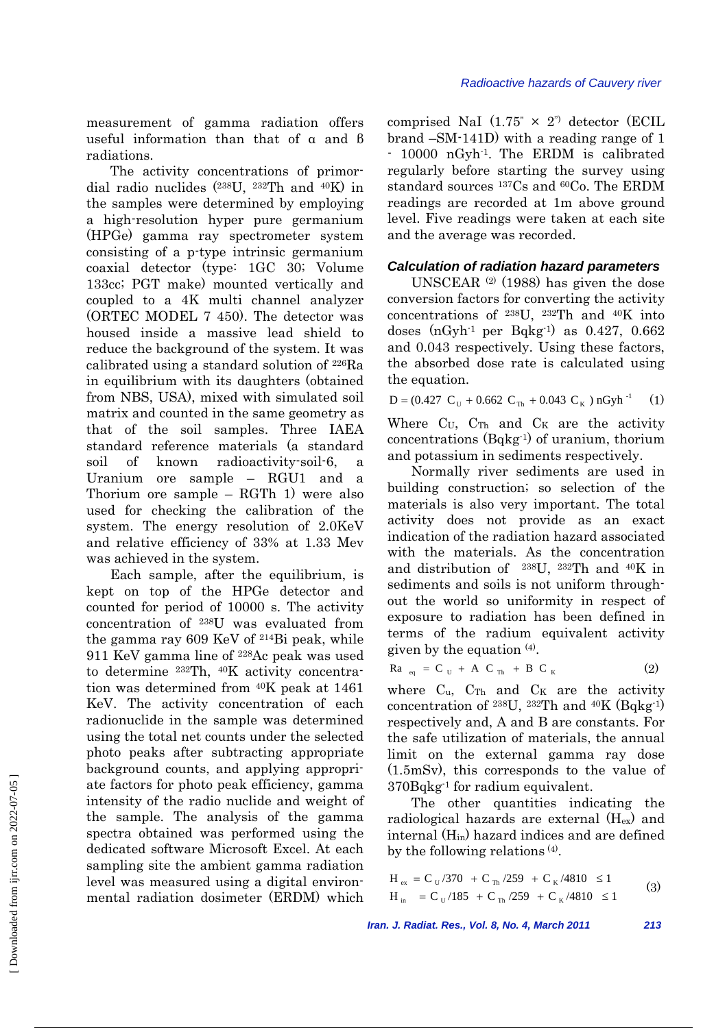measurement of gamma radiation offers useful information than that of α and β radiations.

The activity concentrations of primordial radio nuclides ($^{238}U$, $^{232}Th$ and $^{40}K$) in the samples were determined by employing a high-resolution hyper pure germanium (HPGe) gamma ray spectrometer system consisting of a p-type intrinsic germanium coaxial detector (type: 1GC 30; Volume 133cc; PGT make) mounted vertically and coupled to a 4K multi channel analyzer (ORTEC MODEL 7 450). The detector was housed inside a massive lead shield to reduce the background of the system. It was calibrated using a standard solution of $^{226}Ra$ in equilibrium with its daughters (obtained from NBS, USA), mixed with simulated soil matrix and counted in the same geometry as that of the soil samples. Three IAEA standard reference materials (a standard soil of known radioactivity-soil-6, a Uranium ore sample – RGU1 and a Thorium ore sample – RGTh 1) were also used for checking the calibration of the system. The energy resolution of 2.0KeV and relative efficiency of 33% at 1.33 Mev was achieved in the system.

Each sample, after the equilibrium, is kept on top of the HPGe detector and counted for period of 10000 s. The activity concentration of $^{238}U$ was evaluated from the gamma ray 609 KeV of $^{214}Bi$ peak, while 911 KeV gamma line of $^{228}Ac$ peak was used to determine $^{232}Th$, $^{40}K$ activity concentration was determined from $^{40}K$ peak at 1461 KeV. The activity concentration of each radionuclide in the sample was determined using the total net counts under the selected photo peaks after subtracting appropriate background counts, and applying appropriate factors for photo peak efficiency, gamma intensity of the radio nuclide and weight of the sample. The analysis of the gamma spectra obtained was performed using the dedicated software Microsoft Excel. At each sampling site the ambient gamma radiation level was measured using a digital environmental radiation dosimeter (ERDM) which comprised NaI (1.75" × 2") detector (ECIL brand –SM-141D) with a reading range of 1 - 10000 nGyh$^{-1}$. The ERDM is calibrated regularly before starting the survey using standard sources $^{137}Cs$ and $^{60}Co$. The ERDM readings are recorded at 1m above ground level. Five readings were taken at each site and the average was recorded.

### *Calculation of radiation hazard parameters*

UNSCEAR [(2)] (1988) has given the dose conversion factors for converting the activity concentrations of $^{238}U$, $^{232}Th$ and $^{40}K$ into doses (nGyh$^{-1}$ per Bqkg$^{-1}$) as 0.427, 0.662 and 0.043 respectively. Using these factors, the absorbed dose rate is calculated using the equation.

$$D = (0.427\ C_U + 0.662\ C_{Th} + 0.043\ C_K)\ \text{nGyh}^{-1} \quad (1)$$

Where $C_U$, $C_{Th}$ and $C_K$ are the activity concentrations (Bqkg$^{-1}$) of uranium, thorium and potassium in sediments respectively.

Normally river sediments are used in building construction; so selection of the materials is also very important. The total activity does not provide as an exact indication of the radiation hazard associated with the materials. As the concentration and distribution of $^{238}U$, $^{232}Th$ and $^{40}K$ in sediments and soils is not uniform throughout the world so uniformity in respect of exposure to radiation has been defined in terms of the radium equivalent activity given by the equation [(4)].

$$Ra_{eq} = C_U + A\ C_{Th} + B\ C_K \quad (2)$$

where $C_u$, $C_{Th}$ and $C_K$ are the activity concentration of $^{238}U$, $^{232}Th$ and $^{40}K$ (Bqkg$^{-1}$) respectively and, A and B are constants. For the safe utilization of materials, the annual limit on the external gamma ray dose (1.5mSv), this corresponds to the value of 370Bqkg$^{-1}$ for radium equivalent.

The other quantities indicating the radiological hazards are external ($H_{ex}$) and internal ($H_{in}$) hazard indices and are defined by the following relations [(4)].

$$\begin{aligned} H_{ex} &= C_U/370 + C_{Th}/259 + C_K/4810 \le 1 \\ H_{in} &= C_U/185 + C_{Th}/259 + C_K/4810 \le 1 \end{aligned} \quad (3)$$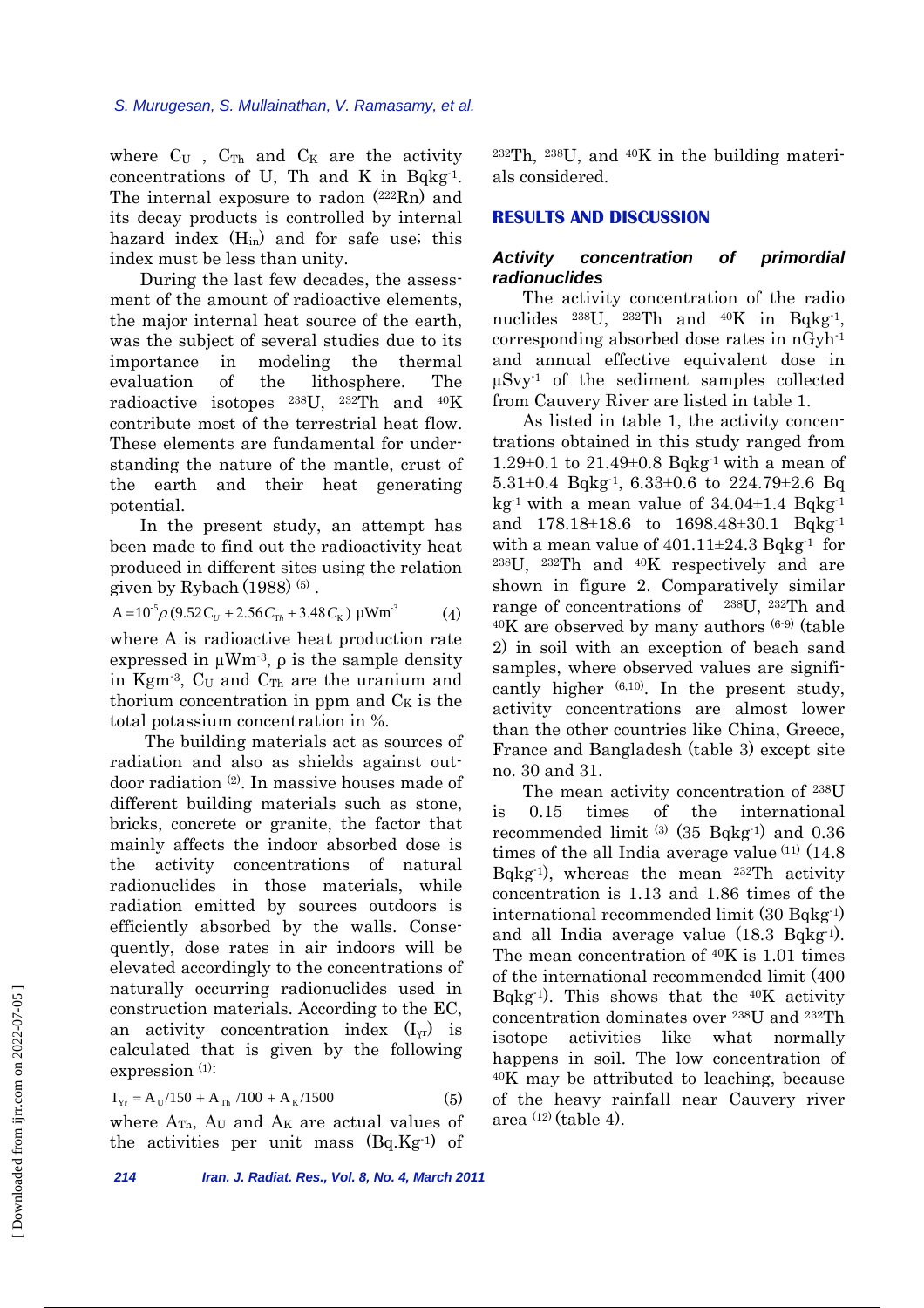where $C_U$ , $C_{Th}$ and $C_K$ are the activity concentrations of U, Th and K in $Bqkg^{-1}$. The internal exposure to radon ($^{222}Rn$) and its decay products is controlled by internal hazard index ($H_{in}$) and for safe use; this index must be less than unity.

During the last few decades, the assessment of the amount of radioactive elements, the major internal heat source of the earth, was the subject of several studies due to its importance in modeling the thermal evaluation of the lithosphere. The radioactive isotopes $^{238}U$, $^{232}Th$ and $^{40}K$ contribute most of the terrestrial heat flow. These elements are fundamental for understanding the nature of the mantle, crust of the earth and their heat generating potential.

In the present study, an attempt has been made to find out the radioactivity heat produced in different sites using the relation given by Rybach (1988) [5] .

$$A = 10^{-5}\rho(9.52C_U + 2.56C_{Th} + 3.48C_K)\ \mu Wm^{-3} \qquad (4)$$

where A is radioactive heat production rate expressed in $\mu Wm^{-3}$, $\rho$ is the sample density in $Kgm^{-3}$, $C_U$ and $C_{Th}$ are the uranium and thorium concentration in ppm and $C_K$ is the total potassium concentration in %.

The building materials act as sources of radiation and also as shields against outdoor radiation [2]. In massive houses made of different building materials such as stone, bricks, concrete or granite, the factor that mainly affects the indoor absorbed dose is the activity concentrations of natural radionuclides in those materials, while radiation emitted by sources outdoors is efficiently absorbed by the walls. Consequently, dose rates in air indoors will be elevated accordingly to the concentrations of naturally occurring radionuclides used in construction materials. According to the EC, an activity concentration index ($I_{Yr}$) is calculated that is given by the following expression [1]:

$$I_{Yr} = A_U/150 + A_{Th}/100 + A_K/1500 \qquad (5)$$

where $A_{Th}$, $A_U$ and $A_K$ are actual values of the activities per unit mass ($Bq.Kg^{-1}$) of $^{232}Th$, $^{238}U$, and $^{40}K$ in the building materials considered.

## RESULTS AND DISCUSSION

### *Activity concentration of primordial radionuclides*

The activity concentration of the radio nuclides $^{238}U$, $^{232}Th$ and $^{40}K$ in $Bqkg^{-1}$, corresponding absorbed dose rates in $nGyh^{-1}$ and annual effective equivalent dose in $\mu Svy^{-1}$ of the sediment samples collected from Cauvery River are listed in table 1.

As listed in table 1, the activity concentrations obtained in this study ranged from 1.29±0.1 to 21.49±0.8 $Bqkg^{-1}$ with a mean of 5.31±0.4 $Bqkg^{-1}$, 6.33±0.6 to 224.79±2.6 Bq $kg^{-1}$ with a mean value of 34.04±1.4 $Bqkg^{-1}$ and 178.18±18.6 to 1698.48±30.1 $Bqkg^{-1}$ with a mean value of 401.11±24.3 $Bqkg^{-1}$ for $^{238}U$, $^{232}Th$ and $^{40}K$ respectively and are shown in figure 2. Comparatively similar range of concentrations of $^{238}U$, $^{232}Th$ and $^{40}K$ are observed by many authors [6-9] (table 2) in soil with an exception of beach sand samples, where observed values are significantly higher [6,10]. In the present study, activity concentrations are almost lower than the other countries like China, Greece, France and Bangladesh (table 3) except site no. 30 and 31.

The mean activity concentration of $^{238}U$ is 0.15 times of the international recommended limit [3] (35 $Bqkg^{-1}$) and 0.36 times of the all India average value [11] (14.8 $Bqkg^{-1}$), whereas the mean $^{232}Th$ activity concentration is 1.13 and 1.86 times of the international recommended limit (30 $Bqkg^{-1}$) and all India average value (18.3 $Bqkg^{-1}$). The mean concentration of $^{40}K$ is 1.01 times of the international recommended limit (400 $Bqkg^{-1}$). This shows that the $^{40}K$ activity concentration dominates over $^{238}U$ and $^{232}Th$ isotope activities like what normally happens in soil. The low concentration of $^{40}K$ may be attributed to leaching, because of the heavy rainfall near Cauvery river area [12] (table 4).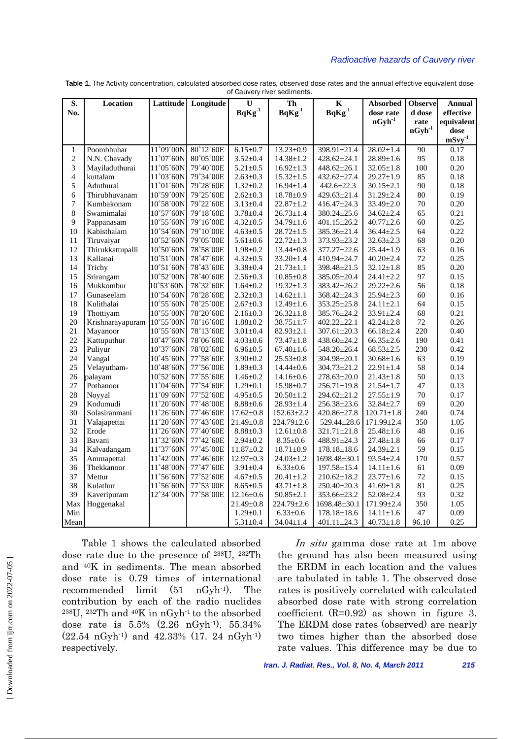Table 1. The Activity concentration, calculated absorbed dose rates, observed dose rates and the annual effective equivalent dose of Cauvery river sediments.

| S. No. | Location | Lattitude | Longitude | U $BqKg^{-1}$ | Th $BqKg^{-1}$ | K $BqKg^{-1}$ | Absorbed dose rate $nGyh^{-1}$ | Observed dose rate $nGyh^{-1}$ | Annual effective equivalent dose $mSvy^{-1}$ |
|---|---|---|---|---|---|---|---|---|---|
| 1 | Poombhuhar | 11˚09´00N | 80˚12´60E | 6.15±0.7 | 13.23±0.9 | 398.91±21.4 | 28.02±1.4 | 90 | 0.17 |
| 2 | N.N. Chavady | 11˚07´60N | 80˚05´00E | 3.52±0.4 | 14.38±1.2 | 428.62±24.1 | 28.89±1.6 | 95 | 0.18 |
| 3 | Mayiladuthurai | 11˚05´60N | 79˚40´00E | 5.21±0.5 | 16.92±1.3 | 448.62±26.1 | 32.05±1.8 | 100 | 0.20 |
| 4 | kuttalam | 11˚03´60N | 79˚34´00E | 2.63±0.3 | 15.32±1.5 | 432.62±27.4 | 29.27±1.9 | 85 | 0.18 |
| 5 | Aduthurai | 11˚01´60N | 79˚28´60E | 1.32±0.2 | 16.94±1.4 | 442.6±22.3 | 30.15±2.1 | 90 | 0.18 |
| 6 | Thirubhuvanam | 10˚59´00N | 79˚25´60E | 2.62±0.3 | 18.78±0.9 | 429.63±21.4 | 31.29±2.4 | 80 | 0.19 |
| 7 | Kumbakonam | 10˚58´00N | 79˚22´60E | 3.13±0.4 | 22.87±1.2 | 416.47±24.3 | 33.49±2.0 | 70 | 0.20 |
| 8 | Swamimalai | 10˚57´60N | 79˚18´60E | 3.78±0.4 | 26.73±1.4 | 380.24±25.6 | 34.62±2.4 | 65 | 0.21 |
| 9 | Pappanasam | 10˚55´60N | 79˚16´00E | 4.32±0.5 | 34.79±1.6 | 401.15±26.2 | 40.77±2.6 | 60 | 0.25 |
| 10 | Kabisthalam | 10˚54´60N | 79˚10´00E | 4.63±0.5 | 28.72±1.5 | 385.36±21.4 | 36.44±2.5 | 64 | 0.22 |
| 11 | Tiruvaiyar | 10˚52´60N | 79˚05´00E | 5.61±0.6 | 22.72±1.3 | 373.93±23.2 | 32.63±2.3 | 68 | 0.20 |
| 12 | Thirukkattupalli | 10˚50´60N | 78˚58´00E | 1.98±0.2 | 13.44±0.8 | 377.27±22.6 | 25.44±1.9 | 63 | 0.16 |
| 13 | Kallanai | 10˚51´00N | 78˚47´60E | 4.32±0.5 | 33.20±1.4 | 410.94±24.7 | 40.20±2.4 | 72 | 0.25 |
| 14 | Trichy | 10˚51´60N | 78˚43´60E | 3.38±0.4 | 21.73±1.1 | 398.48±21.5 | 32.12±1.8 | 85 | 0.20 |
| 15 | Srirangam | 10˚52´00N | 78˚40´60E | 2.56±0.3 | 10.85±0.8 | 385.05±20.4 | 24.41±2.2 | 97 | 0.15 |
| 16 | Mukkombur | 10˚53´60N | 78˚32´60E | 1.64±0.2 | 19.32±1.3 | 383.42±26.2 | 29.22±2.6 | 56 | 0.18 |
| 17 | Gunaseelam | 10˚54´60N | 78˚28´60E | 2.32±0.3 | 14.62±1.1 | 368.42±24.3 | 25.94±2.3 | 60 | 0.16 |
| 18 | Kulithalai | 10˚55´60N | 78˚25´00E | 2.67±0.3 | 12.49±1.6 | 353.25±25.8 | 24.11±2.1 | 64 | 0.15 |
| 19 | Thottiyam | 10˚55´00N | 78˚20´60E | 2.16±0.3 | 26.32±1.8 | 385.76±24.2 | 33.91±2.4 | 68 | 0.21 |
| 20 | Krishnarayapuram | 10˚55´00N | 78˚16´60E | 1.88±0.2 | 38.75±1.7 | 402.22±22.1 | 42.24±2.8 | 72 | 0.26 |
| 21 | Mayanoor | 10˚55´60N | 78˚13´60E | 3.01±0.4 | 82.93±2.1 | 307.61±20.3 | 66.18±2.4 | 220 | 0.40 |
| 22 | Kattuputhur | 10˚47´60N | 78˚06´60E | 4.03±0.6 | 73.47±1.8 | 438.60±24.2 | 66.35±2.6 | 190 | 0.41 |
| 23 | Puliyur | 10˚37´60N | 78˚02´60E | 6.96±0.5 | 67.40±1.6 | 548.20±26.4 | 68.53±2.5 | 230 | 0.42 |
| 24 | Vangal | 10˚45´60N | 77˚58´60E | 3.90±0.2 | 25.53±0.8 | 304.98±20.1 | 30.68±1.6 | 63 | 0.19 |
| 25 | Velayutham- | 10˚48´60N | 77˚56´00E | 1.89±0.3 | 14.44±0.6 | 304.73±21.2 | 22.91±1.4 | 58 | 0.14 |
| 26 | palayam | 10˚52´60N | 77˚55´60E | 1.46±0.2 | 14.16±0.6 | 278.63±20.0 | 21.43±1.8 | 50 | 0.13 |
| 27 | Pothanoor | 11˚04´60N | 77˚54´60E | 1.29±0.1 | 15.98±0.7 | 256.71±19.8 | 21.54±1.7 | 47 | 0.13 |
| 28 | Noyyal | 11˚09´60N | 77˚52´60E | 4.95±0.5 | 20.50±1.2 | 294.62±21.2 | 27.55±1.9 | 70 | 0.17 |
| 29 | Kodumudi | 11˚20´60N | 77˚48´00E | 8.88±0.6 | 28.93±1.4 | 256.38±23.6 | 32.84±2.7 | 69 | 0.20 |
| 30 | Solasiranmani | 11˚26´60N | 77˚46´60E | 17.62±0.8 | 152.63±2.2 | 420.86±27.8 | 120.71±1.8 | 240 | 0.74 |
| 31 | Valajapettai | 11˚20´60N | 77˚43´60E | 21.49±0.8 | 224.79±2.6 | 529.44±28.6 | 171.99±2.4 | 350 | 1.05 |
| 32 | Erode | 11˚26´60N | 77˚40´60E | 8.88±0.3 | 12.61±0.8 | 321.71±21.8 | 25.48±1.6 | 48 | 0.16 |
| 33 | Bavani | 11˚32´60N | 77˚42´00E | 2.94±0.2 | 8.35±0.6 | 488.91±24.3 | 27.48±1.8 | 66 | 0.17 |
| 34 | Kalvadangam | 11˚37´60N | 77˚45´00E | 11.87±0.2 | 18.71±0.9 | 178.18±18.6 | 24.39±2.1 | 59 | 0.15 |
| 35 | Ammapettai | 11˚42´00N | 77˚46´60E | 12.97±0.3 | 24.03±1.2 | 1698.48±30.1 | 93.54±2.4 | 170 | 0.57 |
| 36 | Thekkanoor | 11˚48´00N | 77˚47´60E | 3.91±0.4 | 6.33±0.6 | 197.58±15.4 | 14.11±1.6 | 61 | 0.09 |
| 37 | Mettur | 11˚56´60N | 77˚52´60E | 4.67±0.5 | 20.41±1.2 | 210.62±18.2 | 23.77±1.6 | 72 | 0.15 |
| 38 | Kulathur | 11˚56´60N | 77˚53´00E | 8.65±0.5 | 43.71±1.8 | 250.40±20.3 | 41.69±1.8 | 81 | 0.25 |
| 39 | Kaveripuram | 12˚34´00N | 77˚58´00E | 12.16±0.6 | 50.85±2.1 | 353.66±23.2 | 52.08±2.4 | 93 | 0.32 |
| Max | Hoggenakal | | | 21.49±0.8 | 224.79±2.6 | 1698.48±30.1 | 171.99±2.4 | 350 | 1.05 |
| Min | | | | 1.29±0.1 | 6.33±0.6 | 178.18±18.6 | 14.11±1.6 | 47 | 0.09 |
| Mean | | | | 5.31±0.4 | 34.04±1.4 | 401.11±24.3 | 40.73±1.8 | 96.10 | 0.25 |

Table 1 shows the calculated absorbed dose rate due to the presence of $^{238}U$, $^{232}Th$ and $^{40}K$ in sediments. The mean absorbed dose rate is 0.79 times of international recommended limit (51 $nGyh^{-1}$). The contribution by each of the radio nuclides $^{238}U$, $^{232}Th$ and $^{40}K$ in $nGyh^{-1}$ to the absorbed dose rate is 5.5% (2.26 $nGyh^{-1}$), 55.34% (22.54 $nGyh^{-1}$) and 42.33% (17. 24 $nGyh^{-1}$) respectively.

*In situ* gamma dose rate at 1m above the ground has also been measured using the ERDM in each location and the values are tabulated in table 1. The observed dose rates is positively correlated with calculated absorbed dose rate with strong correlation coefficient (R=0.92) as shown in figure 3. The ERDM dose rates (observed) are nearly two times higher than the absorbed dose rate values. This difference may be due to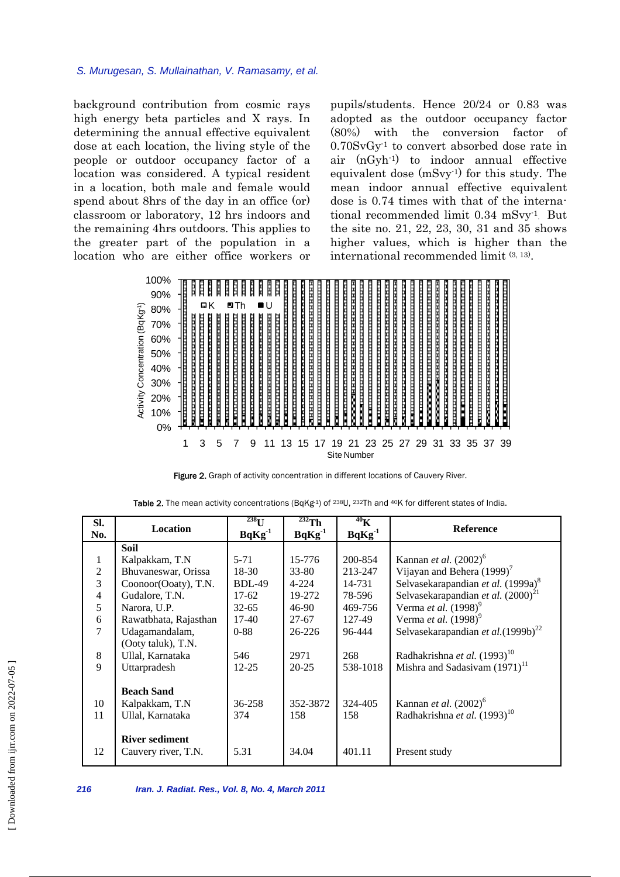background contribution from cosmic rays high energy beta particles and X rays. In determining the annual effective equivalent dose at each location, the living style of the people or outdoor occupancy factor of a location was considered. A typical resident in a location, both male and female would spend about 8hrs of the day in an office (or) classroom or laboratory, 12 hrs indoors and the remaining 4hrs outdoors. This applies to the greater part of the population in a location who are either office workers or pupils/students. Hence 20/24 or 0.83 was adopted as the outdoor occupancy factor (80%) with the conversion factor of $0.70 SvGy^{-1}$ to convert absorbed dose rate in air ($nGyh^{-1}$) to indoor annual effective equivalent dose ($mSvy^{-1}$) for this study. The mean indoor annual effective equivalent dose is 0.74 times with that of the international recommended limit $0.34 mSvy^{-1}$. But the site no. 21, 22, 23, 30, 31 and 35 shows higher values, which is higher than the international recommended limit [3, 13].

**Figure 2.** Graph of activity concentration in different locations of Cauvery River.

**Table 2.** The mean activity concentrations ($BqKg^{-1}$) of $^{238}U$, $^{232}Th$ and $^{40}K$ for different states of India.

| Sl. No. | Location | $^{238}U$ $BqKg^{-1}$ | $^{232}Th$ $BqKg^{-1}$ | $^{40}K$ $BqKg^{-1}$ | Reference |
|---|---|---|---|---|---|
| | **Soil** | | | | |
| 1 | Kalpakkam, T.N | 5-71 | 15-776 | 200-854 | Kannan *et al.* (2002)[6] |
| 2 | Bhuvaneswar, Orissa | 18-30 | 33-80 | 213-247 | Vijayan and Behera (1999)[7] |
| 3 | Coonoor(Ooaty), T.N. | BDL-49 | 4-224 | 14-731 | Selvasekarapandian *et al.* (1999a)[8] |
| 4 | Gudalore, T.N. | 17-62 | 19-272 | 78-596 | Selvasekarapandian *et al.* (2000)[21] |
| 5 | Narora, U.P. | 32-65 | 46-90 | 469-756 | Verma *et al.* (1998)[9] |
| 6 | Rawatbhata, Rajasthan | 17-40 | 27-67 | 127-49 | Verma *et al.* (1998)[9] |
| 7 | Udagamandalam, (Ooty taluk), T.N. | 0-88 | 26-226 | 96-444 | Selvasekarapandian *et al.*(1999b)[22] |
| 8 | Ullal, Karnataka | 546 | 2971 | 268 | Radhakrishna *et al.* (1993)[10] |
| 9 | Uttarpradesh | 12-25 | 20-25 | 538-1018 | Mishra and Sadasivam (1971)[11] |
| | **Beach Sand** | | | | |
| 10 | Kalpakkam, T.N | 36-258 | 352-3872 | 324-405 | Kannan *et al.* (2002)[6] |
| 11 | Ullal, Karnataka | 374 | 158 | 158 | Radhakrishna *et al.* (1993)[10] |
| | **River sediment** | | | | |
| 12 | Cauvery river, T.N. | 5.31 | 34.04 | 401.11 | Present study |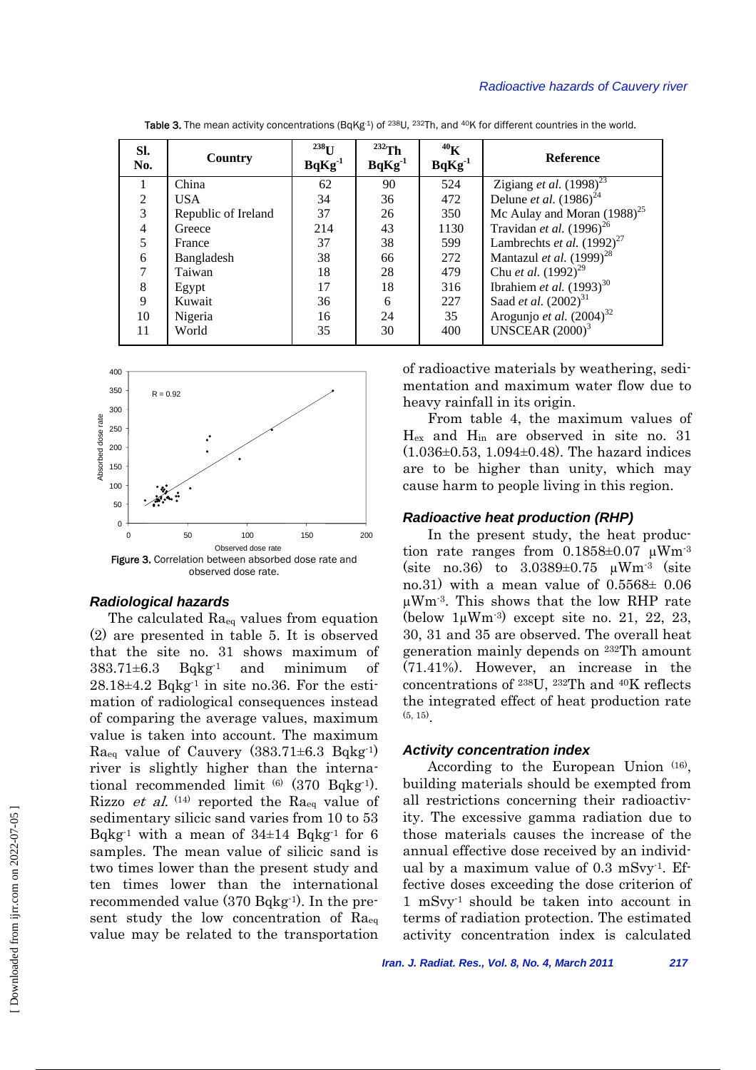Table 3. The mean activity concentrations ($BqKg^{-1}$) of $^{238}U$, $^{232}Th$, and $^{40}K$ for different countries in the world.

| Sl. No. | Country | $^{238}U$ $BqKg^{-1}$ | $^{232}Th$ $BqKg^{-1}$ | $^{40}K$ $BqKg^{-1}$ | Reference |
|---|---|---|---|---|---|
| 1 | China | 62 | 90 | 524 | Zigiang *et al.* (1998)[23] |
| 2 | USA | 34 | 36 | 472 | Delune *et al.* (1986)[24] |
| 3 | Republic of Ireland | 37 | 26 | 350 | Mc Aulay and Moran (1988)[25] |
| 4 | Greece | 214 | 43 | 1130 | Travidan *et al.* (1996)[26] |
| 5 | France | 37 | 38 | 599 | Lambrechts *et al.* (1992)[27] |
| 6 | Bangladesh | 38 | 66 | 272 | Mantazul *et al.* (1999)[28] |
| 7 | Taiwan | 18 | 28 | 479 | Chu *et al.* (1992)[29] |
| 8 | Egypt | 17 | 18 | 316 | Ibrahiem *et al.* (1993)[30] |
| 9 | Kuwait | 36 | 6 | 227 | Saad *et al.* (2002)[31] |
| 10 | Nigeria | 16 | 24 | 35 | Arogunjo *et al.* (2004)[32] |
| 11 | World | 35 | 30 | 400 | UNSCEAR (2000)[3] |

Figure 3. Correlation between absorbed dose rate and observed dose rate.

### Radiological hazards

The calculated $Ra_{eq}$ values from equation (2) are presented in table 5. It is observed that the site no. 31 shows maximum of 383.71±6.3 $Bqkg^{-1}$ and minimum of 28.18±4.2 $Bqkg^{-1}$ in site no.36. For the estimation of radiological consequences instead of comparing the average values, maximum value is taken into account. The maximum $Ra_{eq}$ value of Cauvery (383.71±6.3 $Bqkg^{-1}$) river is slightly higher than the international recommended limit [6] (370 $Bqkg^{-1}$). Rizzo *et al.* [14] reported the $Ra_{eq}$ value of sedimentary silicic sand varies from 10 to 53 $Bqkg^{-1}$ with a mean of 34±14 $Bqkg^{-1}$ for 6 samples. The mean value of silicic sand is two times lower than the present study and ten times lower than the international recommended value (370 $Bqkg^{-1}$). In the present study the low concentration of $Ra_{eq}$ value may be related to the transportation of radioactive materials by weathering, sedimentation and maximum water flow due to heavy rainfall in its origin.

From table 4, the maximum values of $H_{ex}$ and $H_{in}$ are observed in site no. 31 (1.036±0.53, 1.094±0.48). The hazard indices are to be higher than unity, which may cause harm to people living in this region.

### Radioactive heat production (RHP)

In the present study, the heat production rate ranges from 0.1858±0.07 $\mu Wm^{-3}$ (site no.36) to 3.0389±0.75 $\mu Wm^{-3}$ (site no.31) with a mean value of 0.5568± 0.06 $\mu Wm^{-3}$. This shows that the low RHP rate (below 1$\mu Wm^{-3}$) except site no. 21, 22, 23, 30, 31 and 35 are observed. The overall heat generation mainly depends on $^{232}Th$ amount (71.41%). However, an increase in the concentrations of $^{238}U$, $^{232}Th$ and $^{40}K$ reflects the integrated effect of heat production rate [5, 15].

### Activity concentration index

According to the European Union [16], building materials should be exempted from all restrictions concerning their radioactivity. The excessive gamma radiation due to those materials causes the increase of the annual effective dose received by an individual by a maximum value of 0.3 $mSvy^{-1}$. Effective doses exceeding the dose criterion of 1 $mSvy^{-1}$ should be taken into account in terms of radiation protection. The estimated activity concentration index is calculated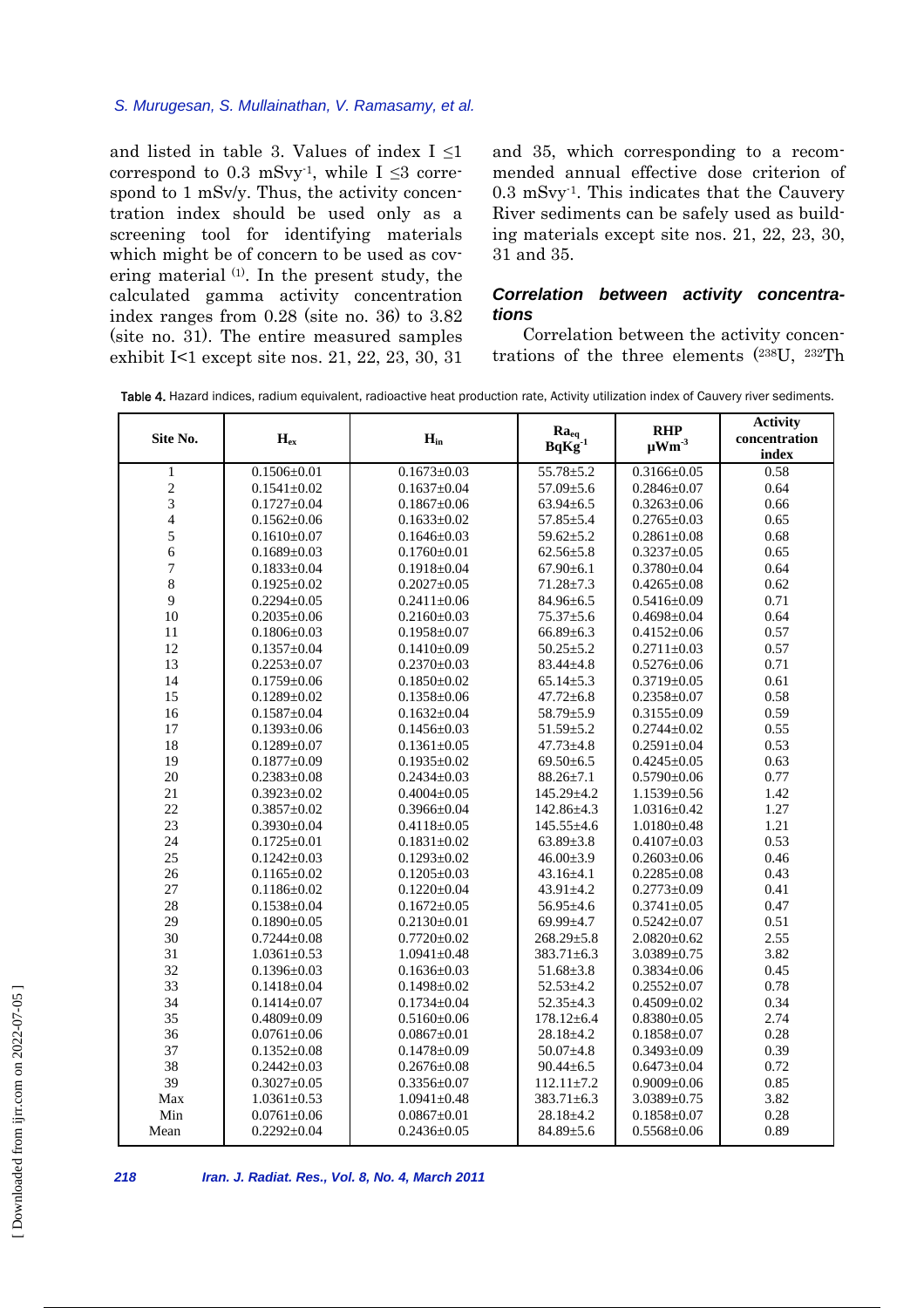and listed in table 3. Values of index I ≤1 correspond to 0.3 mSvy$^{-1}$, while I ≤3 correspond to 1 mSv/y. Thus, the activity concentration index should be used only as a screening tool for identifying materials which might be of concern to be used as covering material [1]. In the present study, the calculated gamma activity concentration index ranges from 0.28 (site no. 36) to 3.82 (site no. 31). The entire measured samples exhibit I<1 except site nos. 21, 22, 23, 30, 31 and 35, which corresponding to a recommended annual effective dose criterion of 0.3 mSvy$^{-1}$. This indicates that the Cauvery River sediments can be safely used as building materials except site nos. 21, 22, 23, 30, 31 and 35.

### *Correlation between activity concentrations*

Correlation between the activity concentrations of the three elements ($^{238}$U, $^{232}$Th

Table 4. Hazard indices, radium equivalent, radioactive heat production rate, Activity utilization index of Cauvery river sediments.

| Site No. | $H_{ex}$ | $H_{in}$ | $Ra_{eq}$ $BqKg^{-1}$ | RHP $\mu Wm^{-3}$ | Activity concentration index |
|---|---|---|---|---|---|
| 1 | 0.1506±0.01 | 0.1673±0.03 | 55.78±5.2 | 0.3166±0.05 | 0.58 |
| 2 | 0.1541±0.02 | 0.1637±0.04 | 57.09±5.6 | 0.2846±0.07 | 0.64 |
| 3 | 0.1727±0.04 | 0.1867±0.06 | 63.94±6.5 | 0.3263±0.06 | 0.66 |
| 4 | 0.1562±0.06 | 0.1633±0.02 | 57.85±5.4 | 0.2765±0.03 | 0.65 |
| 5 | 0.1610±0.07 | 0.1646±0.03 | 59.62±5.2 | 0.2861±0.08 | 0.68 |
| 6 | 0.1689±0.03 | 0.1760±0.01 | 62.56±5.8 | 0.3237±0.05 | 0.65 |
| 7 | 0.1833±0.04 | 0.1918±0.04 | 67.90±6.1 | 0.3780±0.04 | 0.64 |
| 8 | 0.1925±0.02 | 0.2027±0.05 | 71.28±7.3 | 0.4265±0.08 | 0.62 |
| 9 | 0.2294±0.05 | 0.2411±0.06 | 84.96±6.5 | 0.5416±0.09 | 0.71 |
| 10 | 0.2035±0.06 | 0.2160±0.03 | 75.37±5.6 | 0.4698±0.04 | 0.64 |
| 11 | 0.1806±0.03 | 0.1958±0.07 | 66.89±6.3 | 0.4152±0.06 | 0.57 |
| 12 | 0.1357±0.04 | 0.1410±0.09 | 50.25±5.2 | 0.2711±0.03 | 0.57 |
| 13 | 0.2253±0.07 | 0.2370±0.03 | 83.44±4.8 | 0.5276±0.06 | 0.71 |
| 14 | 0.1759±0.06 | 0.1850±0.02 | 65.14±5.3 | 0.3719±0.05 | 0.61 |
| 15 | 0.1289±0.02 | 0.1358±0.06 | 47.72±6.8 | 0.2358±0.07 | 0.58 |
| 16 | 0.1587±0.04 | 0.1632±0.04 | 58.79±5.9 | 0.3155±0.09 | 0.59 |
| 17 | 0.1393±0.06 | 0.1456±0.03 | 51.59±5.2 | 0.2744±0.02 | 0.55 |
| 18 | 0.1289±0.07 | 0.1361±0.05 | 47.73±4.8 | 0.2591±0.04 | 0.53 |
| 19 | 0.1877±0.09 | 0.1935±0.02 | 69.50±6.5 | 0.4245±0.05 | 0.63 |
| 20 | 0.2383±0.08 | 0.2434±0.03 | 88.26±7.1 | 0.5790±0.06 | 0.77 |
| 21 | 0.3923±0.02 | 0.4004±0.05 | 145.29±4.2 | 1.1539±0.56 | 1.42 |
| 22 | 0.3857±0.02 | 0.3966±0.04 | 142.86±4.3 | 1.0316±0.42 | 1.27 |
| 23 | 0.3930±0.04 | 0.4118±0.05 | 145.55±4.6 | 1.0180±0.48 | 1.21 |
| 24 | 0.1725±0.01 | 0.1831±0.02 | 63.89±3.8 | 0.4107±0.03 | 0.53 |
| 25 | 0.1242±0.03 | 0.1293±0.02 | 46.00±3.9 | 0.2603±0.06 | 0.46 |
| 26 | 0.1165±0.02 | 0.1205±0.03 | 43.16±4.1 | 0.2285±0.08 | 0.43 |
| 27 | 0.1186±0.02 | 0.1220±0.04 | 43.91±4.2 | 0.2773±0.09 | 0.41 |
| 28 | 0.1538±0.04 | 0.1672±0.05 | 56.95±4.6 | 0.3741±0.05 | 0.47 |
| 29 | 0.1890±0.05 | 0.2130±0.01 | 69.99±4.7 | 0.5242±0.07 | 0.51 |
| 30 | 0.7244±0.08 | 0.7720±0.02 | 268.29±5.8 | 2.0820±0.62 | 2.55 |
| 31 | 1.0361±0.53 | 1.0941±0.48 | 383.71±6.3 | 3.0389±0.75 | 3.82 |
| 32 | 0.1396±0.03 | 0.1636±0.03 | 51.68±3.8 | 0.3834±0.06 | 0.45 |
| 33 | 0.1418±0.04 | 0.1498±0.02 | 52.53±4.2 | 0.2552±0.07 | 0.78 |
| 34 | 0.1414±0.07 | 0.1734±0.04 | 52.35±4.3 | 0.4509±0.02 | 0.34 |
| 35 | 0.4809±0.09 | 0.5160±0.06 | 178.12±6.4 | 0.8380±0.05 | 2.74 |
| 36 | 0.0761±0.06 | 0.0867±0.01 | 28.18±4.2 | 0.1858±0.07 | 0.28 |
| 37 | 0.1352±0.08 | 0.1478±0.09 | 50.07±4.8 | 0.3493±0.09 | 0.39 |
| 38 | 0.2442±0.03 | 0.2676±0.08 | 90.44±6.5 | 0.6473±0.04 | 0.72 |
| 39 | 0.3027±0.05 | 0.3356±0.07 | 112.11±7.2 | 0.9009±0.06 | 0.85 |
| Max | 1.0361±0.53 | 1.0941±0.48 | 383.71±6.3 | 3.0389±0.75 | 3.82 |
| Min | 0.0761±0.06 | 0.0867±0.01 | 28.18±4.2 | 0.1858±0.07 | 0.28 |
| Mean | 0.2292±0.04 | 0.2436±0.05 | 84.89±5.6 | 0.5568±0.06 | 0.89 |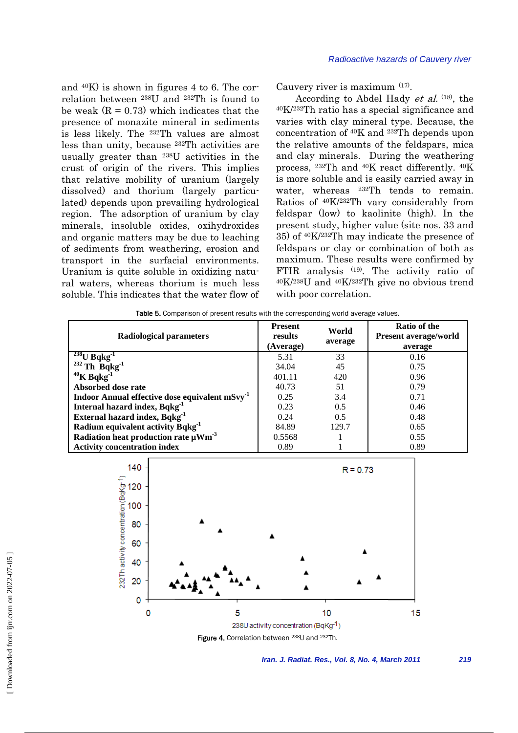and $^{40}K$) is shown in figures 4 to 6. The correlation between $^{238}U$ and $^{232}Th$ is found to be weak (R = 0.73) which indicates that the presence of monazite mineral in sediments is less likely. The $^{232}Th$ values are almost less than unity, because $^{232}Th$ activities are usually greater than $^{238}U$ activities in the crust of origin of the rivers. This implies that relative mobility of uranium (largely dissolved) and thorium (largely particulated) depends upon prevailing hydrological region. The adsorption of uranium by clay minerals, insoluble oxides, oxihydroxides and organic matters may be due to leaching of sediments from weathering, erosion and transport in the surfacial environments. Uranium is quite soluble in oxidizing natural waters, whereas thorium is much less soluble. This indicates that the water flow of Cauvery river is maximum [17].

According to Abdel Hady *et al.* [18], the $^{40}K/^{232}Th$ ratio has a special significance and varies with clay mineral type. Because, the concentration of $^{40}K$ and $^{232}Th$ depends upon the relative amounts of the feldspars, mica and clay minerals. During the weathering process, $^{232}Th$ and $^{40}K$ react differently. $^{40}K$ is more soluble and is easily carried away in water, whereas $^{232}Th$ tends to remain. Ratios of $^{40}K/^{232}Th$ vary considerably from feldspar (low) to kaolinite (high). In the present study, higher value (site nos. 33 and 35) of $^{40}K/^{232}Th$ may indicate the presence of feldspars or clay or combination of both as maximum. These results were confirmed by FTIR analysis [19]. The activity ratio of $^{40}K/^{238}U$ and $^{40}K/^{232}Th$ give no obvious trend with poor correlation.

**Table 5.** Comparison of present results with the corresponding world average values.

| Radiological parameters | Present results (Average) | World average | Ratio of the Present average/world average |
|---|---|---|---|
| $^{238}U$ Bqkg$^{-1}$ | 5.31 | 33 | 0.16 |
| $^{232}Th$ Bqkg$^{-1}$ | 34.04 | 45 | 0.75 |
| $^{40}K$ Bqkg$^{-1}$ | 401.11 | 420 | 0.96 |
| Absorbed dose rate | 40.73 | 51 | 0.79 |
| Indoor Annual effective dose equivalent mSvy$^{-1}$ | 0.25 | 3.4 | 0.71 |
| Internal hazard index, Bqkg$^{-1}$ | 0.23 | 0.5 | 0.46 |
| External hazard index, Bqkg$^{-1}$ | 0.24 | 0.5 | 0.48 |
| Radium equivalent activity Bqkg$^{-1}$ | 84.89 | 129.7 | 0.65 |
| Radiation heat production rate μWm$^{-3}$ | 0.5568 | 1 | 0.55 |
| Activity concentration index | 0.89 | 1 | 0.89 |

**Figure 4.** Correlation between $^{238}U$ and $^{232}Th$.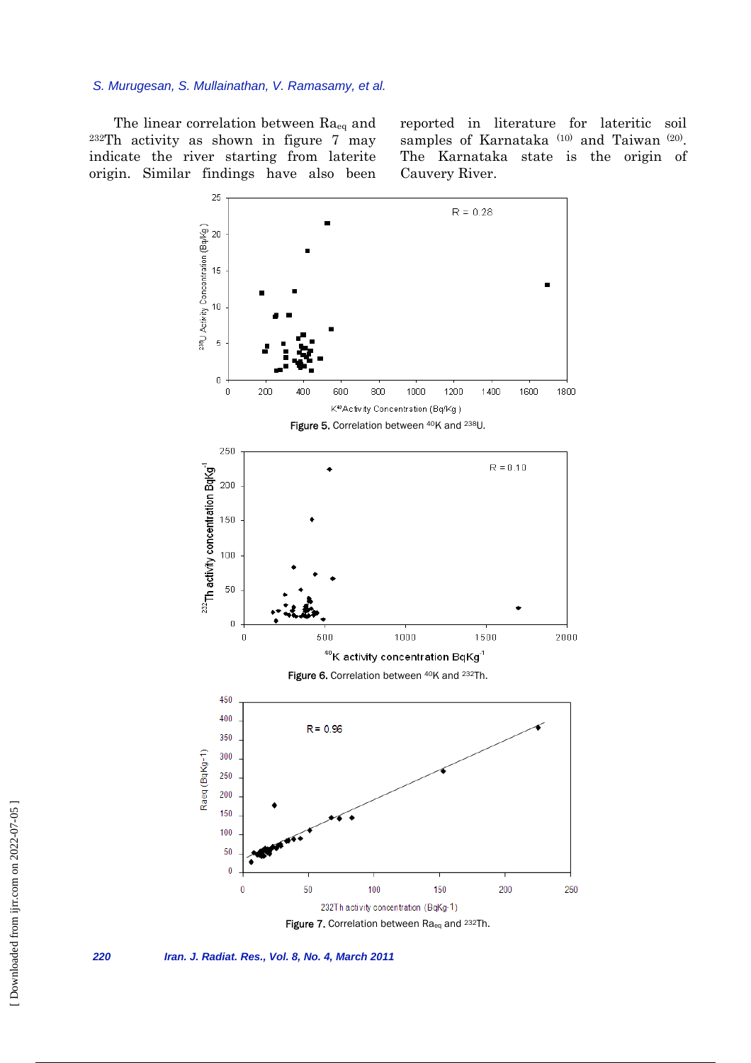The linear correlation between $Ra_{eq}$ and $^{232}Th$ activity as shown in figure 7 may indicate the river starting from laterite origin. Similar findings have also been reported in literature for lateritic soil samples of Karnataka [10] and Taiwan [20]. The Karnataka state is the origin of Cauvery River.

**Figure 5.** Correlation between $^{40}K$ and $^{238}U$.

**Figure 6.** Correlation between $^{40}K$ and $^{232}Th$.

**Figure 7.** Correlation between $Ra_{eq}$ and $^{232}Th$.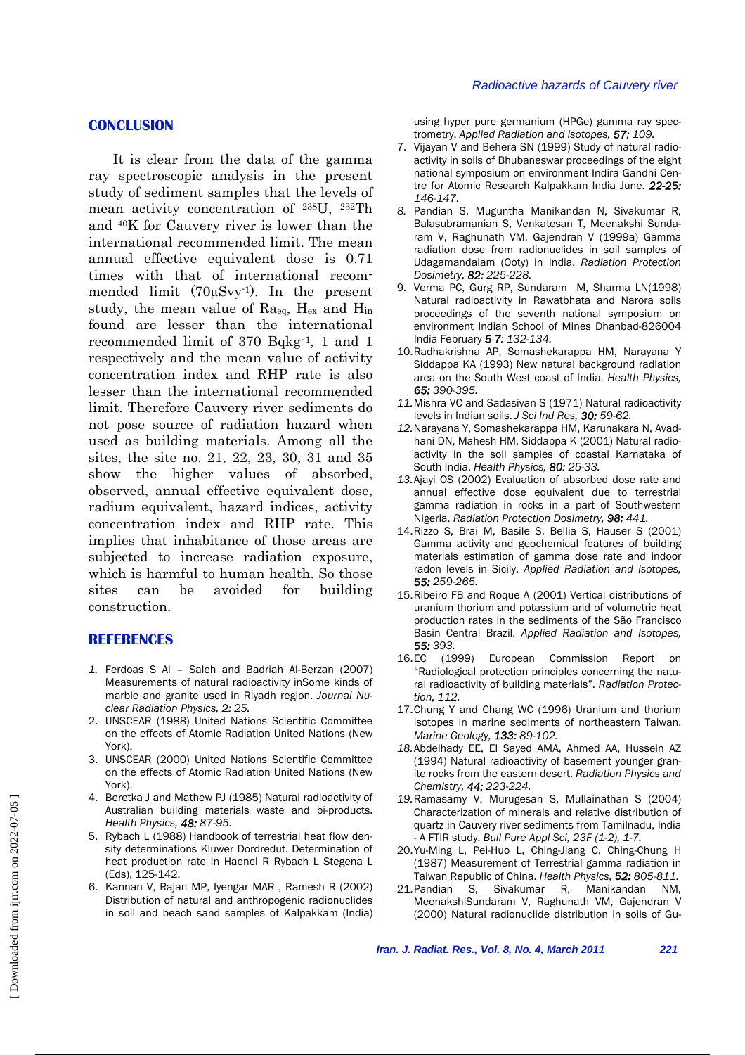## CONCLUSION

It is clear from the data of the gamma ray spectroscopic analysis in the present study of sediment samples that the levels of mean activity concentration of $^{238}$U, $^{232}$Th and $^{40}$K for Cauvery river is lower than the international recommended limit. The mean annual effective equivalent dose is 0.71 times with that of international recommended limit (70μSvy$^{-1}$). In the present study, the mean value of $Ra_{eq}$, $H_{ex}$ and $H_{in}$ found are lesser than the international recommended limit of 370 Bqkg$^{-1}$, 1 and 1 respectively and the mean value of activity concentration index and RHP rate is also lesser than the international recommended limit. Therefore Cauvery river sediments do not pose source of radiation hazard when used as building materials. Among all the sites, the site no. 21, 22, 23, 30, 31 and 35 show the higher values of absorbed, observed, annual effective equivalent dose, radium equivalent, hazard indices, activity concentration index and RHP rate. This implies that inhabitance of those areas are subjected to increase radiation exposure, which is harmful to human health. So those sites can be avoided for building construction.

## REFERENCES

1. Ferdoas S Al – Saleh and Badriah Al-Berzan (2007) Measurements of natural radioactivity inSome kinds of marble and granite used in Riyadh region. *Journal Nuclear Radiation Physics, **2:** 25.*
2. UNSCEAR (1988) United Nations Scientific Committee on the effects of Atomic Radiation United Nations (New York).
3. UNSCEAR (2000) United Nations Scientific Committee on the effects of Atomic Radiation United Nations (New York).
4. Beretka J and Mathew PJ (1985) Natural radioactivity of Australian building materials waste and bi-products. *Health Physics, **48:** 87-95.*
5. Rybach L (1988) Handbook of terrestrial heat flow density determinations Kluwer Dordredut. Determination of heat production rate In Haenel R Rybach L Stegena L (Eds), 125-142.
6. Kannan V, Rajan MP, Iyengar MAR , Ramesh R (2002) Distribution of natural and anthropogenic radionuclides in soil and beach sand samples of Kalpakkam (India) using hyper pure germanium (HPGe) gamma ray spectrometry. *Applied Radiation and isotopes, **57:** 109.*
7. Vijayan V and Behera SN (1999) Study of natural radioactivity in soils of Bhubaneswar proceedings of the eight national symposium on environment Indira Gandhi Centre for Atomic Research Kalpakkam India June. ***22-25:** 146-147.*
8. Pandian S, Muguntha Manikandan N, Sivakumar R, Balasubramanian S, Venkatesan T, Meenakshi Sundaram V, Raghunath VM, Gajendran V (1999a) Gamma radiation dose from radionuclides in soil samples of Udagamandalam (Ooty) in India. *Radiation Protection Dosimetry, **82:** 225-228.*
9. Verma PC, Gurg RP, Sundaram M, Sharma LN(1998) Natural radioactivity in Rawatbhata and Narora soils proceedings of the seventh national symposium on environment Indian School of Mines Dhanbad-826004 India February ***5-7:** 132-134.*
10. Radhakrishna AP, Somashekarappa HM, Narayana Y Siddappa KA (1993) New natural background radiation area on the South West coast of India. *Health Physics, **65:** 390-395.*
11. Mishra VC and Sadasivan S (1971) Natural radioactivity levels in Indian soils. *J Sci Ind Res, **30:** 59-62.*
12. Narayana Y, Somashekarappa HM, Karunakara N, Avadhani DN, Mahesh HM, Siddappa K (2001) Natural radioactivity in the soil samples of coastal Karnataka of South India. *Health Physics, **80:** 25-33.*
13. Ajayi OS (2002) Evaluation of absorbed dose rate and annual effective dose equivalent due to terrestrial gamma radiation in rocks in a part of Southwestern Nigeria. *Radiation Protection Dosimetry, **98:** 441.*
14. Rizzo S, Brai M, Basile S, Bellia S, Hauser S (2001) Gamma activity and geochemical features of building materials estimation of gamma dose rate and indoor radon levels in Sicily. *Applied Radiation and Isotopes, **55:** 259-265.*
15. Ribeiro FB and Roque A (2001) Vertical distributions of uranium thorium and potassium and of volumetric heat production rates in the sediments of the São Francisco Basin Central Brazil. *Applied Radiation and Isotopes, **55:** 393.*
16. EC (1999) European Commission Report on "Radiological protection principles concerning the natural radioactivity of building materials". *Radiation Protection, 112.*
17. Chung Y and Chang WC (1996) Uranium and thorium isotopes in marine sediments of northeastern Taiwan. *Marine Geology, **133:** 89-102.*
18. Abdelhady EE, El Sayed AMA, Ahmed AA, Hussein AZ (1994) Natural radioactivity of basement younger granite rocks from the eastern desert. *Radiation Physics and Chemistry, **44:** 223-224.*
19. Ramasamy V, Murugesan S, Mullainathan S (2004) Characterization of minerals and relative distribution of quartz in Cauvery river sediments from Tamilnadu, India - A FTIR study. *Bull Pure Appl Sci, 23F (1-2), 1-7.*
20. Yu-Ming L, Pei-Huo L, Ching-Jiang C, Ching-Chung H (1987) Measurement of Terrestrial gamma radiation in Taiwan Republic of China. *Health Physics, **52:** 805-811.*
21. Pandian S, Sivakumar R, Manikandan NM, MeenakshiSundaram V, Raghunath VM, Gajendran V (2000) Natural radionuclide distribution in soils of Gu-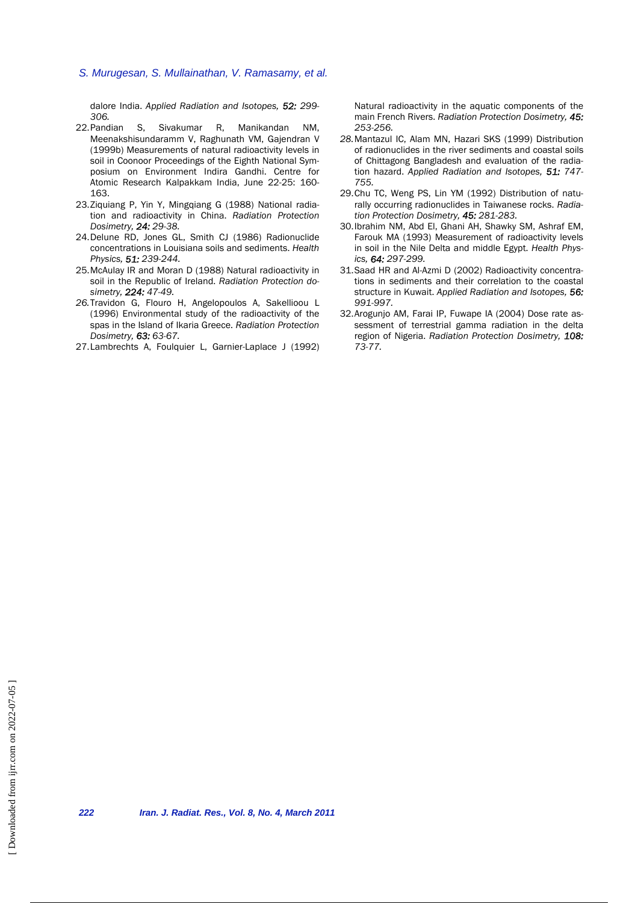dalore India. *Applied Radiation and Isotopes, **52:** 299-306.*

22. Pandian S, Sivakumar R, Manikandan NM, Meenakshisundaramm V, Raghunath VM, Gajendran V (1999b) Measurements of natural radioactivity levels in soil in Coonoor Proceedings of the Eighth National Symposium on Environment Indira Gandhi. Centre for Atomic Research Kalpakkam India, June 22-25: 160-163.
23. Ziquiang P, Yin Y, Mingqiang G (1988) National radiation and radioactivity in China. *Radiation Protection Dosimetry, **24:** 29-38.*
24. Delune RD, Jones GL, Smith CJ (1986) Radionuclide concentrations in Louisiana soils and sediments. *Health Physics, **51:** 239-244.*
25. McAulay IR and Moran D (1988) Natural radioactivity in soil in the Republic of Ireland. *Radiation Protection dosimetry, **224:** 47-49.*
26. Travidon G, Flouro H, Angelopoulos A, Sakellioou L (1996) Environmental study of the radioactivity of the spas in the Island of Ikaria Greece. *Radiation Protection Dosimetry, **63:** 63-67.*
27. Lambrechts A, Foulquier L, Garnier-Laplace J (1992) Natural radioactivity in the aquatic components of the main French Rivers. *Radiation Protection Dosimetry, **45:** 253-256.*
28. Mantazul IC, Alam MN, Hazari SKS (1999) Distribution of radionuclides in the river sediments and coastal soils of Chittagong Bangladesh and evaluation of the radiation hazard. *Applied Radiation and Isotopes, **51:** 747-755.*
29. Chu TC, Weng PS, Lin YM (1992) Distribution of naturally occurring radionuclides in Taiwanese rocks. *Radiation Protection Dosimetry, **45:** 281-283.*
30. Ibrahim NM, Abd El, Ghani AH, Shawky SM, Ashraf EM, Farouk MA (1993) Measurement of radioactivity levels in soil in the Nile Delta and middle Egypt. *Health Physics, **64:** 297-299.*
31. Saad HR and Al-Azmi D (2002) Radioactivity concentrations in sediments and their correlation to the coastal structure in Kuwait. *Applied Radiation and Isotopes, **56:** 991-997.*
32. Arogunjo AM, Farai IP, Fuwape IA (2004) Dose rate assessment of terrestrial gamma radiation in the delta region of Nigeria. *Radiation Protection Dosimetry, **108:** 73-77.*